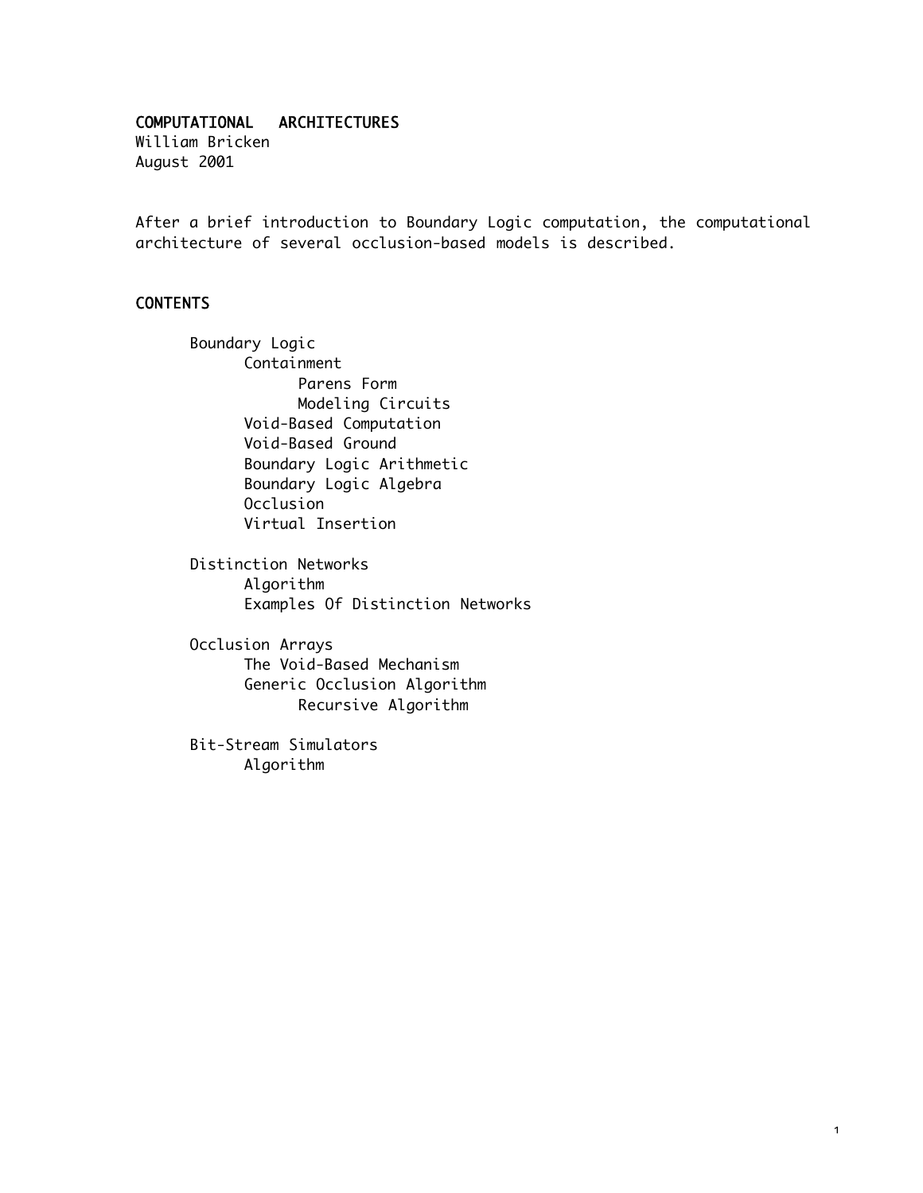# COMPUTATIONAL ARCHITECTURES

William Bricken
August 2001

After a brief introduction to Boundary Logic computation, the computational architecture of several occlusion-based models is described.

## CONTENTS

- Boundary Logic
  - Containment
    - Parens Form
    - Modeling Circuits
  - Void-Based Computation
  - Void-Based Ground
  - Boundary Logic Arithmetic
  - Boundary Logic Algebra
  - Occlusion
  - Virtual Insertion

- Distinction Networks
  - Algorithm
  - Examples Of Distinction Networks

- Occlusion Arrays
  - The Void-Based Mechanism
  - Generic Occlusion Algorithm
    - Recursive Algorithm

- Bit-Stream Simulators
  - Algorithm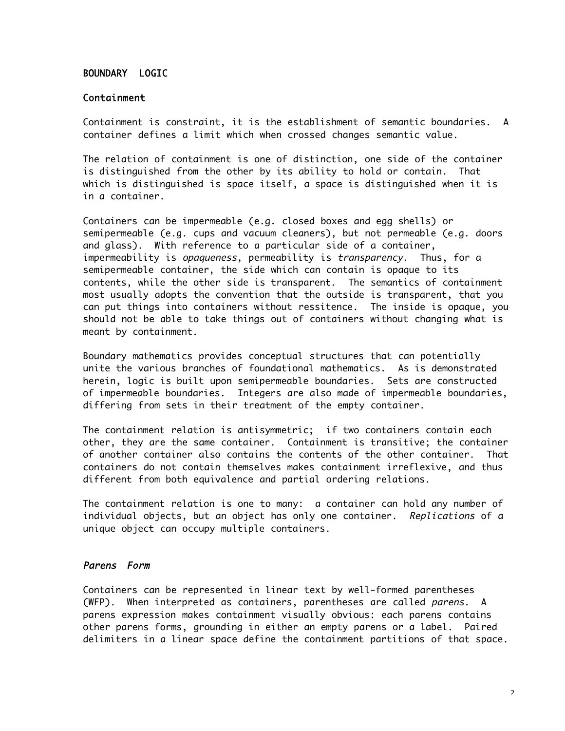# BOUNDARY LOGIC

## Containment

Containment is constraint, it is the establishment of semantic boundaries. A container defines a limit which when crossed changes semantic value.

The relation of containment is one of distinction, one side of the container is distinguished from the other by its ability to hold or contain. That which is distinguished is space itself, a space is distinguished when it is in a container.

Containers can be impermeable (e.g. closed boxes and egg shells) or semipermeable (e.g. cups and vacuum cleaners), but not permeable (e.g. doors and glass). With reference to a particular side of a container, impermeability is *opaqueness*, permeability is *transparency*. Thus, for a semipermeable container, the side which can contain is opaque to its contents, while the other side is transparent. The semantics of containment most usually adopts the convention that the outside is transparent, that you can put things into containers without ressitence. The inside is opaque, you should not be able to take things out of containers without changing what is meant by containment.

Boundary mathematics provides conceptual structures that can potentially unite the various branches of foundational mathematics. As is demonstrated herein, logic is built upon semipermeable boundaries. Sets are constructed of impermeable boundaries. Integers are also made of impermeable boundaries, differing from sets in their treatment of the empty container.

The containment relation is antisymmetric; if two containers contain each other, they are the same container. Containment is transitive; the container of another container also contains the contents of the other container. That containers do not contain themselves makes containment irreflexive, and thus different from both equivalence and partial ordering relations.

The containment relation is one to many: a container can hold any number of individual objects, but an object has only one container. *Replications* of a unique object can occupy multiple containers.

### *Parens Form*

Containers can be represented in linear text by well-formed parentheses (WFP). When interpreted as containers, parentheses are called *parens*. A parens expression makes containment visually obvious: each parens contains other parens forms, grounding in either an empty parens or a label. Paired delimiters in a linear space define the containment partitions of that space.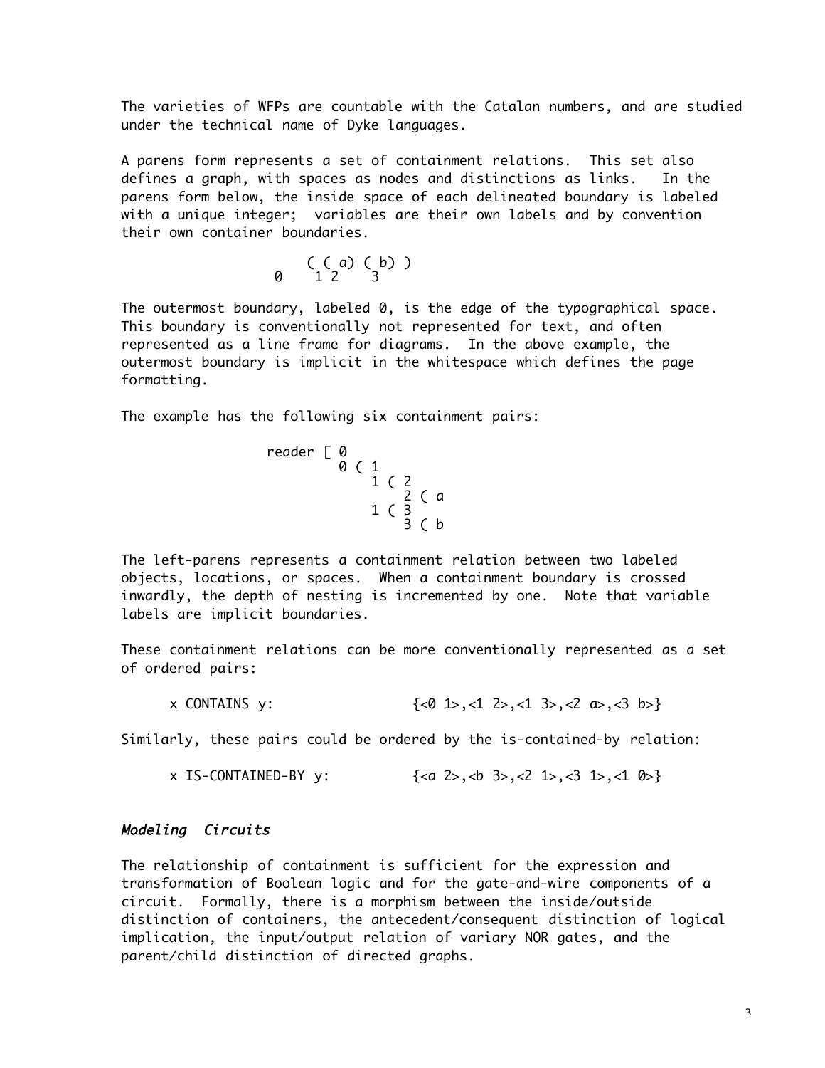The varieties of WFPs are countable with the Catalan numbers, and are studied under the technical name of Dyke languages.

A parens form represents a set of containment relations. This set also defines a graph, with spaces as nodes and distinctions as links. In the parens form below, the inside space of each delineated boundary is labeled with a unique integer; variables are their own labels and by convention their own container boundaries.

```
       ( ( a) ( b) )
   0    1 2    3
```

The outermost boundary, labeled 0, is the edge of the typographical space. This boundary is conventionally not represented for text, and often represented as a line frame for diagrams. In the above example, the outermost boundary is implicit in the whitespace which defines the page formatting.

The example has the following six containment pairs:

```
reader [ 0
         0 ( 1
             1 ( 2
                 2 ( a
             1 ( 3
                 3 ( b
```

The left-parens represents a containment relation between two labeled objects, locations, or spaces. When a containment boundary is crossed inwardly, the depth of nesting is incremented by one. Note that variable labels are implicit boundaries.

These containment relations can be more conventionally represented as a set of ordered pairs:

```
x CONTAINS y:            {<0 1>,<1 2>,<1 3>,<2 a>,<3 b>}
```

Similarly, these pairs could be ordered by the is-contained-by relation:

```
x IS-CONTAINED-BY y:     {<a 2>,<b 3>,<2 1>,<3 1>,<1 0>}
```

### *Modeling Circuits*

The relationship of containment is sufficient for the expression and transformation of Boolean logic and for the gate-and-wire components of a circuit. Formally, there is a morphism between the inside/outside distinction of containers, the antecedent/consequent distinction of logical implication, the input/output relation of variary NOR gates, and the parent/child distinction of directed graphs.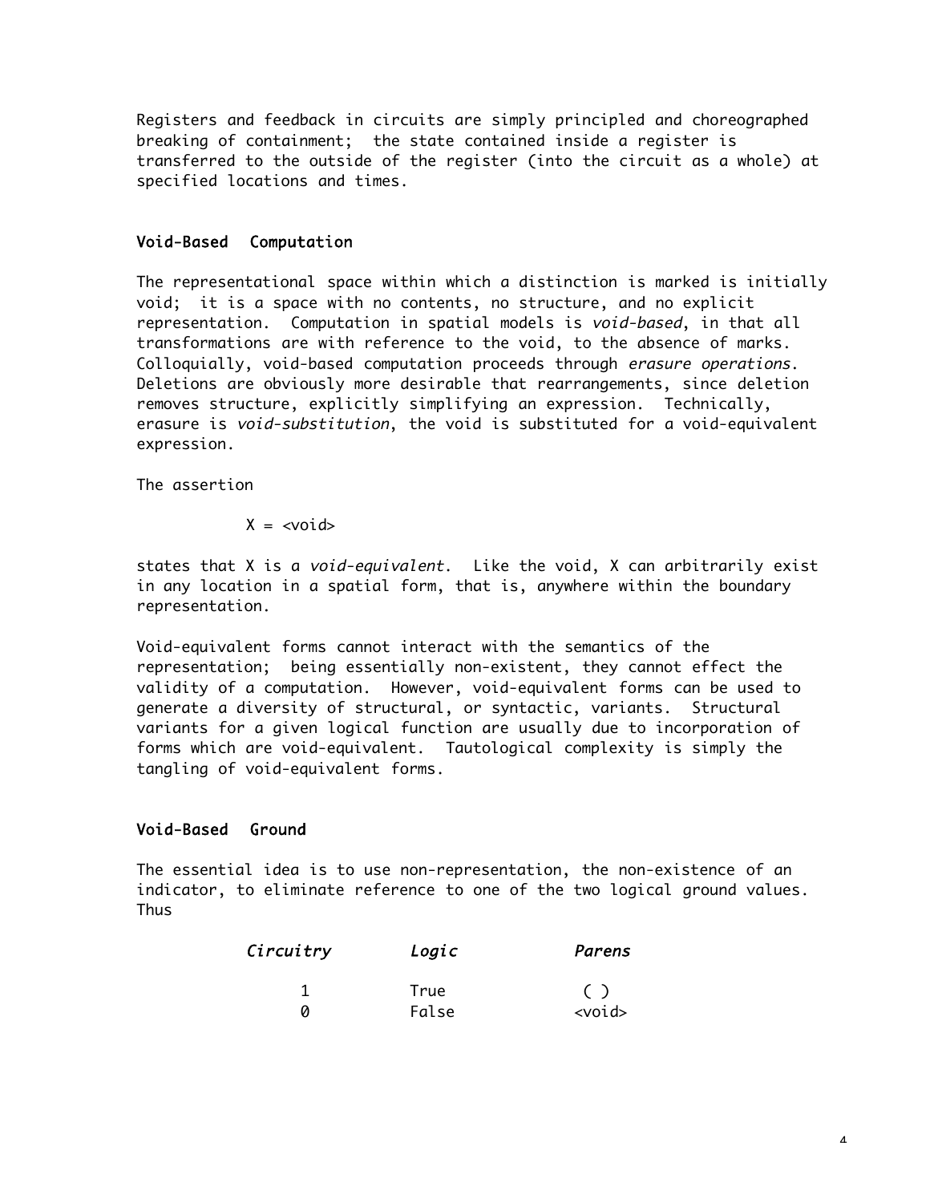Registers and feedback in circuits are simply principled and choreographed breaking of containment; the state contained inside a register is transferred to the outside of the register (into the circuit as a whole) at specified locations and times.

## Void-Based Computation

The representational space within which a distinction is marked is initially void; it is a space with no contents, no structure, and no explicit representation. Computation in spatial models is *void-based*, in that all transformations are with reference to the void, to the absence of marks. Colloquially, void-based computation proceeds through *erasure operations*. Deletions are obviously more desirable that rearrangements, since deletion removes structure, explicitly simplifying an expression. Technically, erasure is *void-substitution*, the void is substituted for a void-equivalent expression.

The assertion

```
X = <void>
```

states that X is a *void-equivalent*. Like the void, X can arbitrarily exist in any location in a spatial form, that is, anywhere within the boundary representation.

Void-equivalent forms cannot interact with the semantics of the representation; being essentially non-existent, they cannot effect the validity of a computation. However, void-equivalent forms can be used to generate a diversity of structural, or syntactic, variants. Structural variants for a given logical function are usually due to incorporation of forms which are void-equivalent. Tautological complexity is simply the tangling of void-equivalent forms.

## Void-Based Ground

The essential idea is to use non-representation, the non-existence of an indicator, to eliminate reference to one of the two logical ground values. Thus

| *Circuitry* | *Logic* | *Parens* |
|---|---|---|
| 1 | True | ( ) |
| 0 | False | <void> |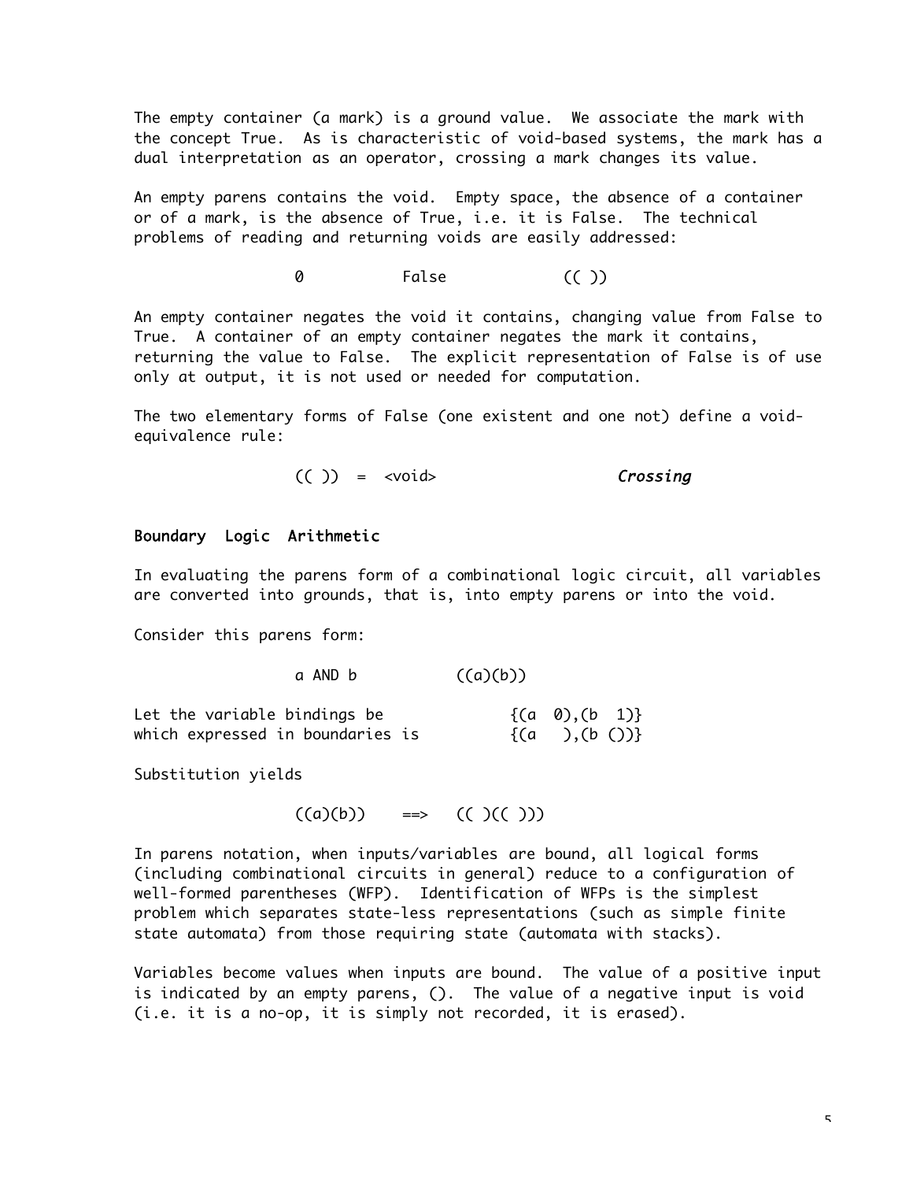The empty container (a mark) is a ground value. We associate the mark with the concept True. As is characteristic of void-based systems, the mark has a dual interpretation as an operator, crossing a mark changes its value.

An empty parens contains the void. Empty space, the absence of a container or of a mark, is the absence of True, i.e. it is False. The technical problems of reading and returning voids are easily addressed:

```
0          False          (( ))
```

An empty container negates the void it contains, changing value from False to True. A container of an empty container negates the mark it contains, returning the value to False. The explicit representation of False is of use only at output, it is not used or needed for computation.

The two elementary forms of False (one existent and one not) define a void-equivalence rule:

```
(( ))  =  <void>                    Crossing
```

### Boundary Logic Arithmetic

In evaluating the parens form of a combinational logic circuit, all variables are converted into grounds, that is, into empty parens or into the void.

Consider this parens form:

```
a AND b          ((a)(b))
```

```
Let the variable bindings be            {(a 0),(b 1)}
which expressed in boundaries is        {(a  ),(b ())}
```

Substitution yields

```
((a)(b))    ==>    (( )(( )))
```

In parens notation, when inputs/variables are bound, all logical forms (including combinational circuits in general) reduce to a configuration of well-formed parentheses (WFP). Identification of WFPs is the simplest problem which separates state-less representations (such as simple finite state automata) from those requiring state (automata with stacks).

Variables become values when inputs are bound. The value of a positive input is indicated by an empty parens, (). The value of a negative input is void (i.e. it is a no-op, it is simply not recorded, it is erased).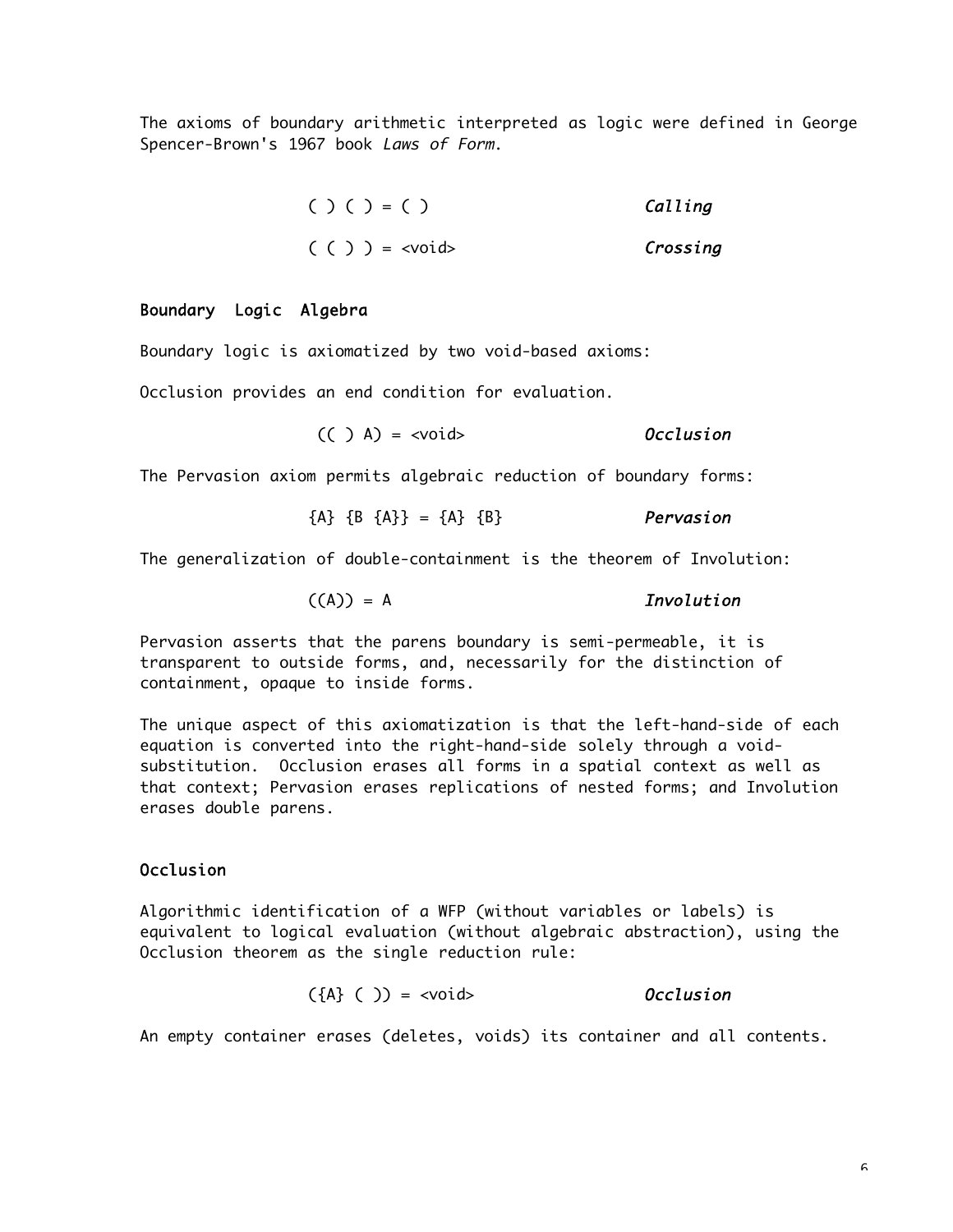The axioms of boundary arithmetic interpreted as logic were defined in George Spencer-Brown's 1967 book *Laws of Form*.

```
( ) ( ) = ( )                  Calling

( ( ) ) = <void>               Crossing
```

## Boundary Logic Algebra

Boundary logic is axiomatized by two void-based axioms:

Occlusion provides an end condition for evaluation.

```
(( ) A) = <void>               Occlusion
```

The Pervasion axiom permits algebraic reduction of boundary forms:

```
{A} {B {A}} = {A} {B}          Pervasion
```

The generalization of double-containment is the theorem of Involution:

```
((A)) = A                      Involution
```

Pervasion asserts that the parens boundary is semi-permeable, it is transparent to outside forms, and, necessarily for the distinction of containment, opaque to inside forms.

The unique aspect of this axiomatization is that the left-hand-side of each equation is converted into the right-hand-side solely through a void-substitution. Occlusion erases all forms in a spatial context as well as that context; Pervasion erases replications of nested forms; and Involution erases double parens.

## Occlusion

Algorithmic identification of a WFP (without variables or labels) is equivalent to logical evaluation (without algebraic abstraction), using the Occlusion theorem as the single reduction rule:

```
({A} ( )) = <void>             Occlusion
```

An empty container erases (deletes, voids) its container and all contents.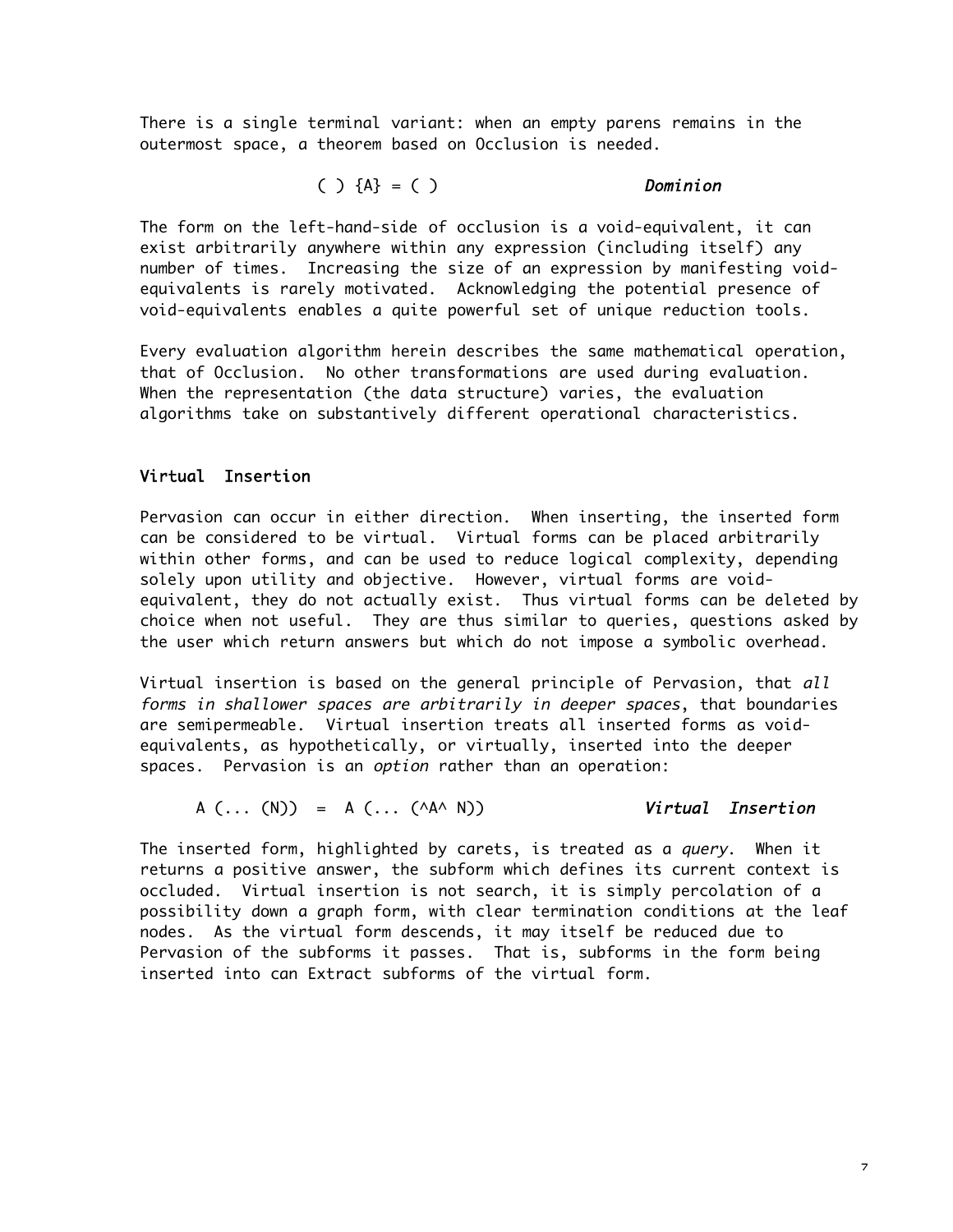There is a single terminal variant: when an empty parens remains in the outermost space, a theorem based on Occlusion is needed.

```
( ) {A} = ( )                    Dominion
```

The form on the left-hand-side of occlusion is a void-equivalent, it can exist arbitrarily anywhere within any expression (including itself) any number of times. Increasing the size of an expression by manifesting void-equivalents is rarely motivated. Acknowledging the potential presence of void-equivalents enables a quite powerful set of unique reduction tools.

Every evaluation algorithm herein describes the same mathematical operation, that of Occlusion. No other transformations are used during evaluation. When the representation (the data structure) varies, the evaluation algorithms take on substantively different operational characteristics.

## Virtual Insertion

Pervasion can occur in either direction. When inserting, the inserted form can be considered to be virtual. Virtual forms can be placed arbitrarily within other forms, and can be used to reduce logical complexity, depending solely upon utility and objective. However, virtual forms are void-equivalent, they do not actually exist. Thus virtual forms can be deleted by choice when not useful. They are thus similar to queries, questions asked by the user which return answers but which do not impose a symbolic overhead.

Virtual insertion is based on the general principle of Pervasion, that *all forms in shallower spaces are arbitrarily in deeper spaces*, that boundaries are semipermeable. Virtual insertion treats all inserted forms as void-equivalents, as hypothetically, or virtually, inserted into the deeper spaces. Pervasion is an *option* rather than an operation:

```
A (... (N))  =  A (... (^A^ N))          Virtual Insertion
```

The inserted form, highlighted by carets, is treated as a *query*. When it returns a positive answer, the subform which defines its current context is occluded. Virtual insertion is not search, it is simply percolation of a possibility down a graph form, with clear termination conditions at the leaf nodes. As the virtual form descends, it may itself be reduced due to Pervasion of the subforms it passes. That is, subforms in the form being inserted into can Extract subforms of the virtual form.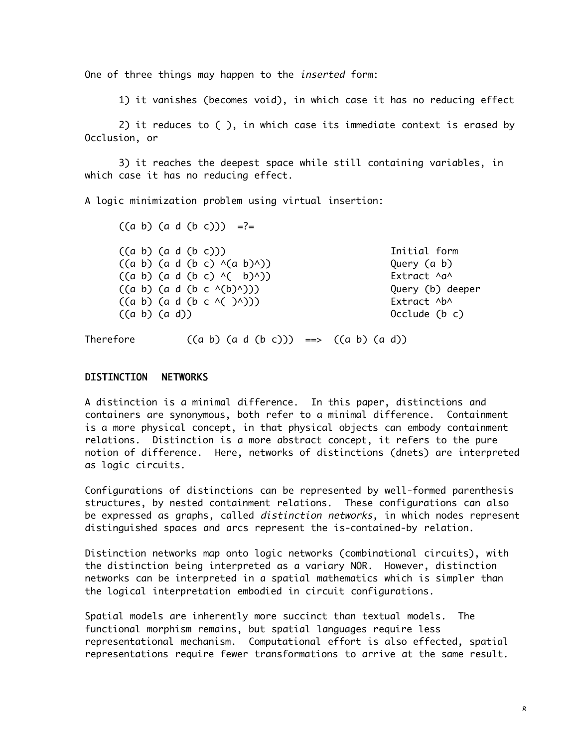One of three things may happen to the *inserted* form:

1) it vanishes (becomes void), in which case it has no reducing effect

2) it reduces to ( ), in which case its immediate context is erased by Occlusion, or

3) it reaches the deepest space while still containing variables, in which case it has no reducing effect.

A logic minimization problem using virtual insertion:

```
((a b) (a d (b c)))  =?=

((a b) (a d (b c)))                               Initial form
((a b) (a d (b c) ^(a b)^))                       Query (a b)
((a b) (a d (b c) ^(  b)^))                       Extract ^a^
((a b) (a d (b c ^(b)^)))                         Query (b) deeper
((a b) (a d (b c ^( )^)))                         Extract ^b^
((a b) (a d))                                     Occlude (b c)
```

Therefore        ((a b) (a d (b c)))  ==>  ((a b) (a d))

## DISTINCTION NETWORKS

A distinction is a minimal difference. In this paper, distinctions and containers are synonymous, both refer to a minimal difference. Containment is a more physical concept, in that physical objects can embody containment relations. Distinction is a more abstract concept, it refers to the pure notion of difference. Here, networks of distinctions (dnets) are interpreted as logic circuits.

Configurations of distinctions can be represented by well-formed parenthesis structures, by nested containment relations. These configurations can also be expressed as graphs, called *distinction networks*, in which nodes represent distinguished spaces and arcs represent the is-contained-by relation.

Distinction networks map onto logic networks (combinational circuits), with the distinction being interpreted as a variary NOR. However, distinction networks can be interpreted in a spatial mathematics which is simpler than the logical interpretation embodied in circuit configurations.

Spatial models are inherently more succinct than textual models. The functional morphism remains, but spatial languages require less representational mechanism. Computational effort is also effected, spatial representations require fewer transformations to arrive at the same result.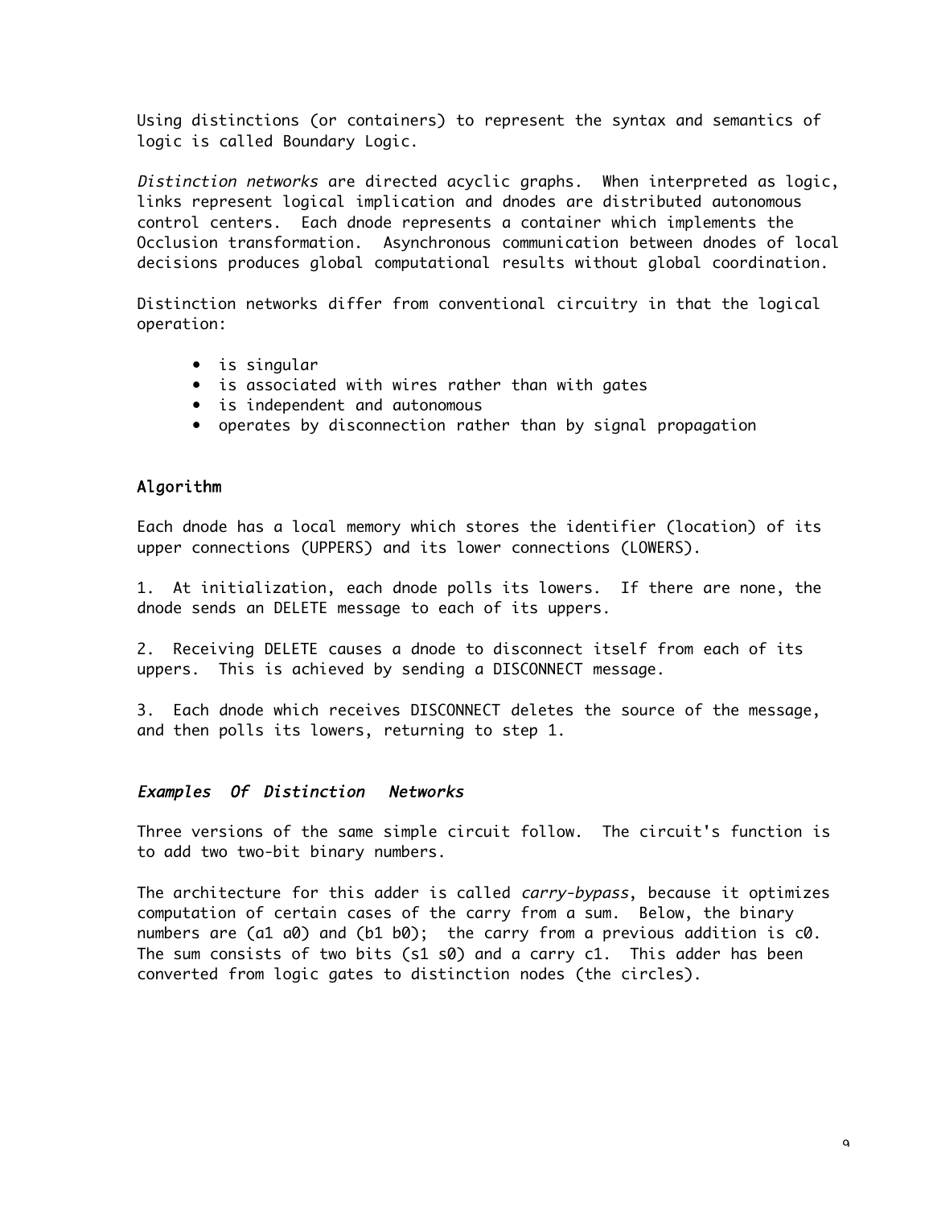Using distinctions (or containers) to represent the syntax and semantics of logic is called Boundary Logic.

*Distinction networks* are directed acyclic graphs. When interpreted as logic, links represent logical implication and dnodes are distributed autonomous control centers. Each dnode represents a container which implements the Occlusion transformation. Asynchronous communication between dnodes of local decisions produces global computational results without global coordination.

Distinction networks differ from conventional circuitry in that the logical operation:

- is singular
- is associated with wires rather than with gates
- is independent and autonomous
- operates by disconnection rather than by signal propagation

## Algorithm

Each dnode has a local memory which stores the identifier (location) of its upper connections (UPPERS) and its lower connections (LOWERS).

1. At initialization, each dnode polls its lowers. If there are none, the dnode sends an DELETE message to each of its uppers.

2. Receiving DELETE causes a dnode to disconnect itself from each of its uppers. This is achieved by sending a DISCONNECT message.

3. Each dnode which receives DISCONNECT deletes the source of the message, and then polls its lowers, returning to step 1.

## *Examples Of Distinction Networks*

Three versions of the same simple circuit follow. The circuit's function is to add two two-bit binary numbers.

The architecture for this adder is called *carry-bypass*, because it optimizes computation of certain cases of the carry from a sum. Below, the binary numbers are (a1 a0) and (b1 b0); the carry from a previous addition is c0. The sum consists of two bits (s1 s0) and a carry c1. This adder has been converted from logic gates to distinction nodes (the circles).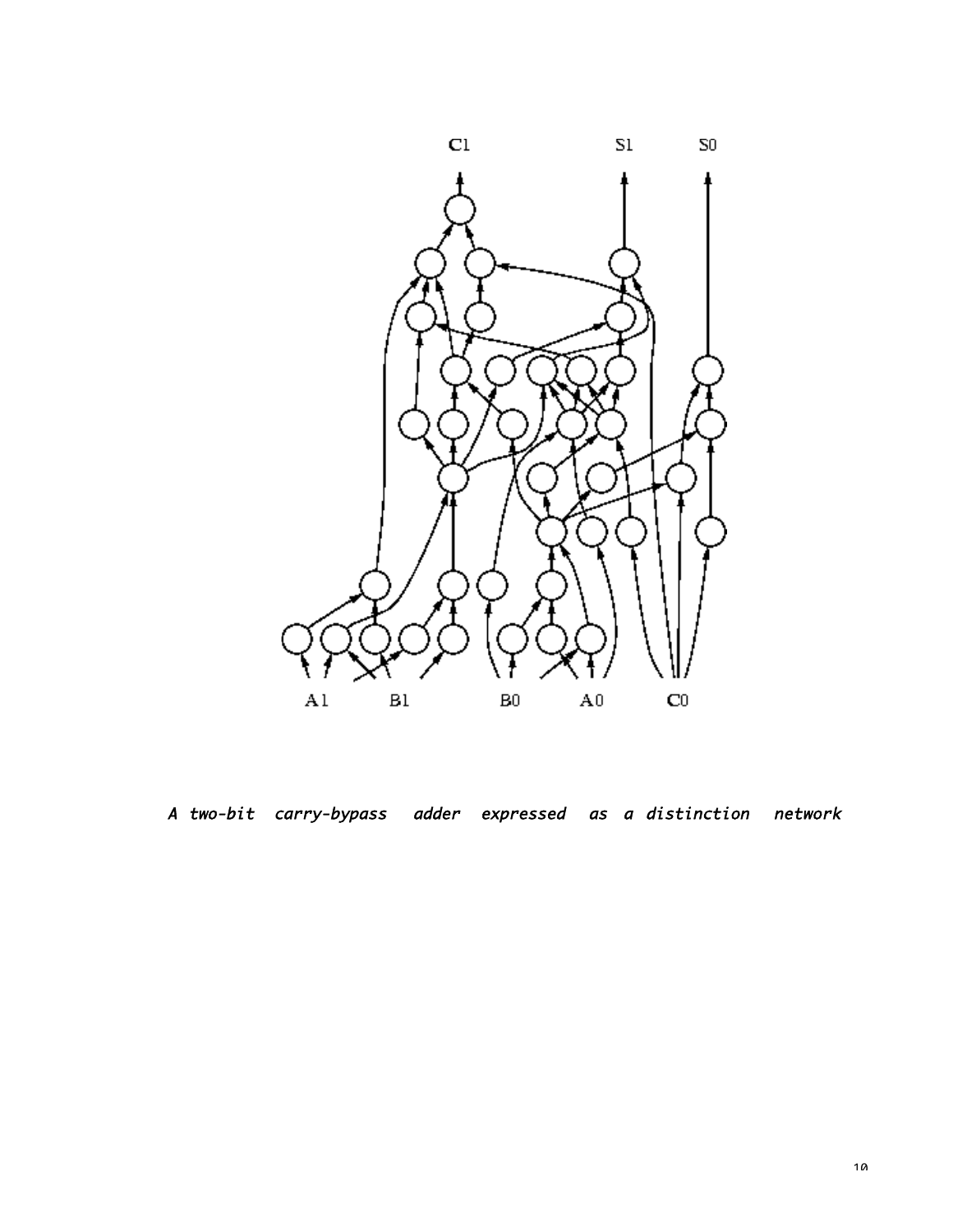*A two-bit carry-bypass adder expressed as a distinction network*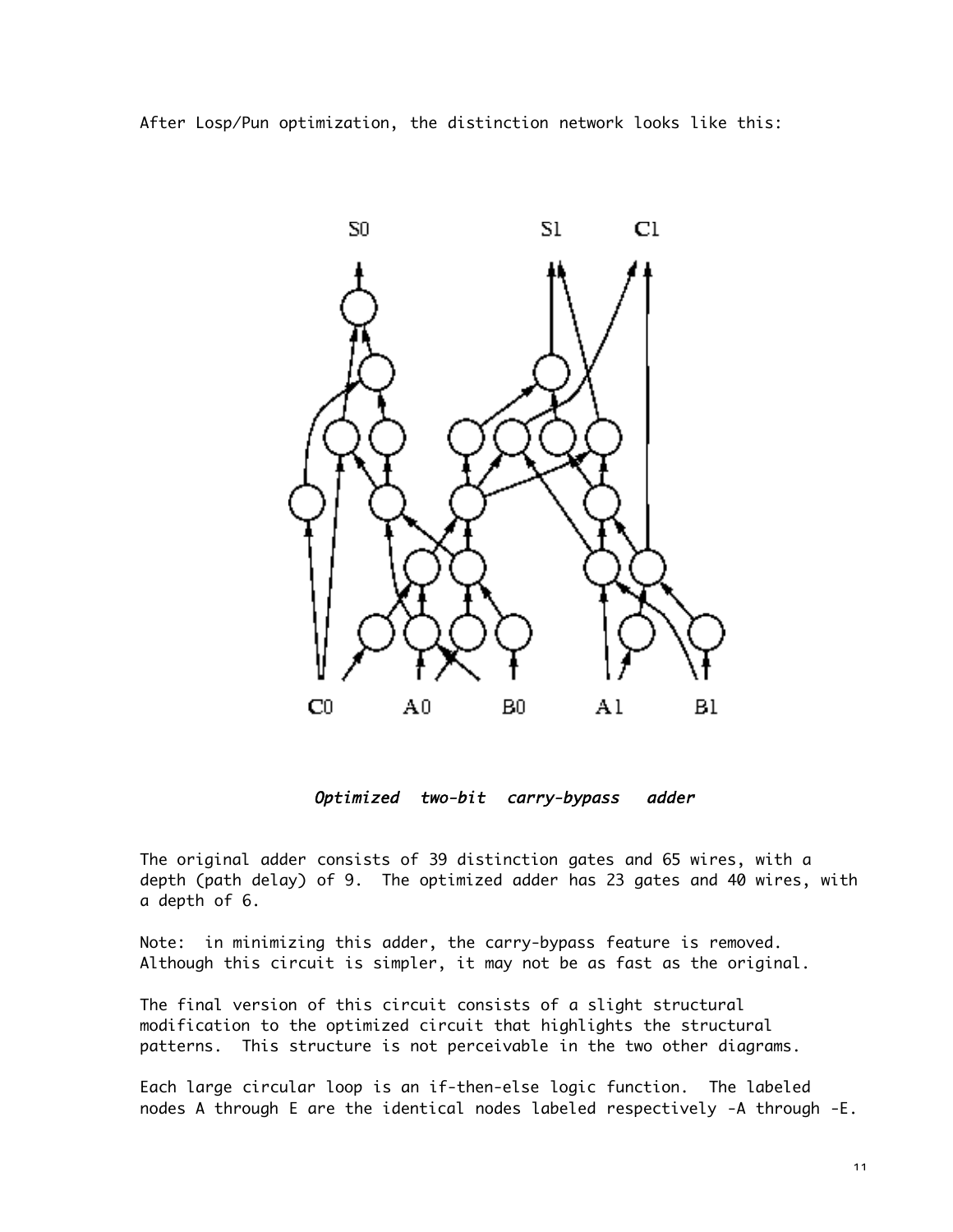After Losp/Pun optimization, the distinction network looks like this:

*Optimized two-bit carry-bypass adder*

The original adder consists of 39 distinction gates and 65 wires, with a depth (path delay) of 9. The optimized adder has 23 gates and 40 wires, with a depth of 6.

Note: in minimizing this adder, the carry-bypass feature is removed. Although this circuit is simpler, it may not be as fast as the original.

The final version of this circuit consists of a slight structural modification to the optimized circuit that highlights the structural patterns. This structure is not perceivable in the two other diagrams.

Each large circular loop is an if-then-else logic function. The labeled nodes A through E are the identical nodes labeled respectively -A through -E.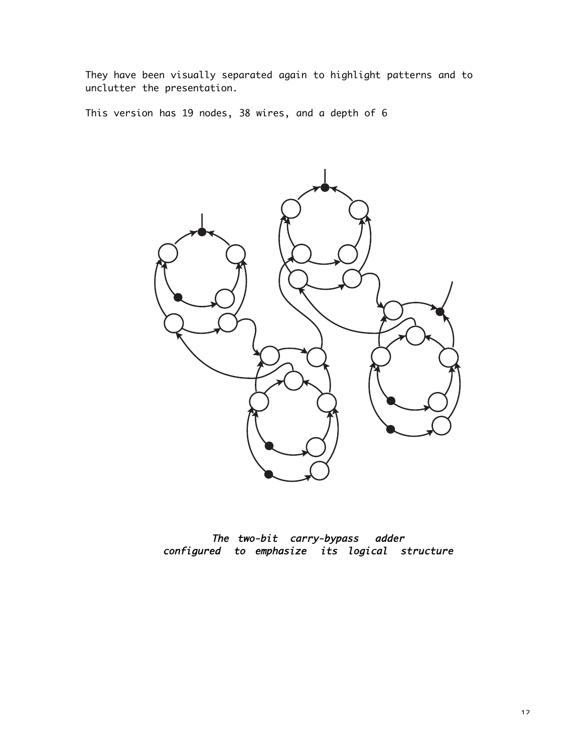They have been visually separated again to highlight patterns and to unclutter the presentation.

This version has 19 nodes, 38 wires, and a depth of 6

*The two-bit carry-bypass adder configured to emphasize its logical structure*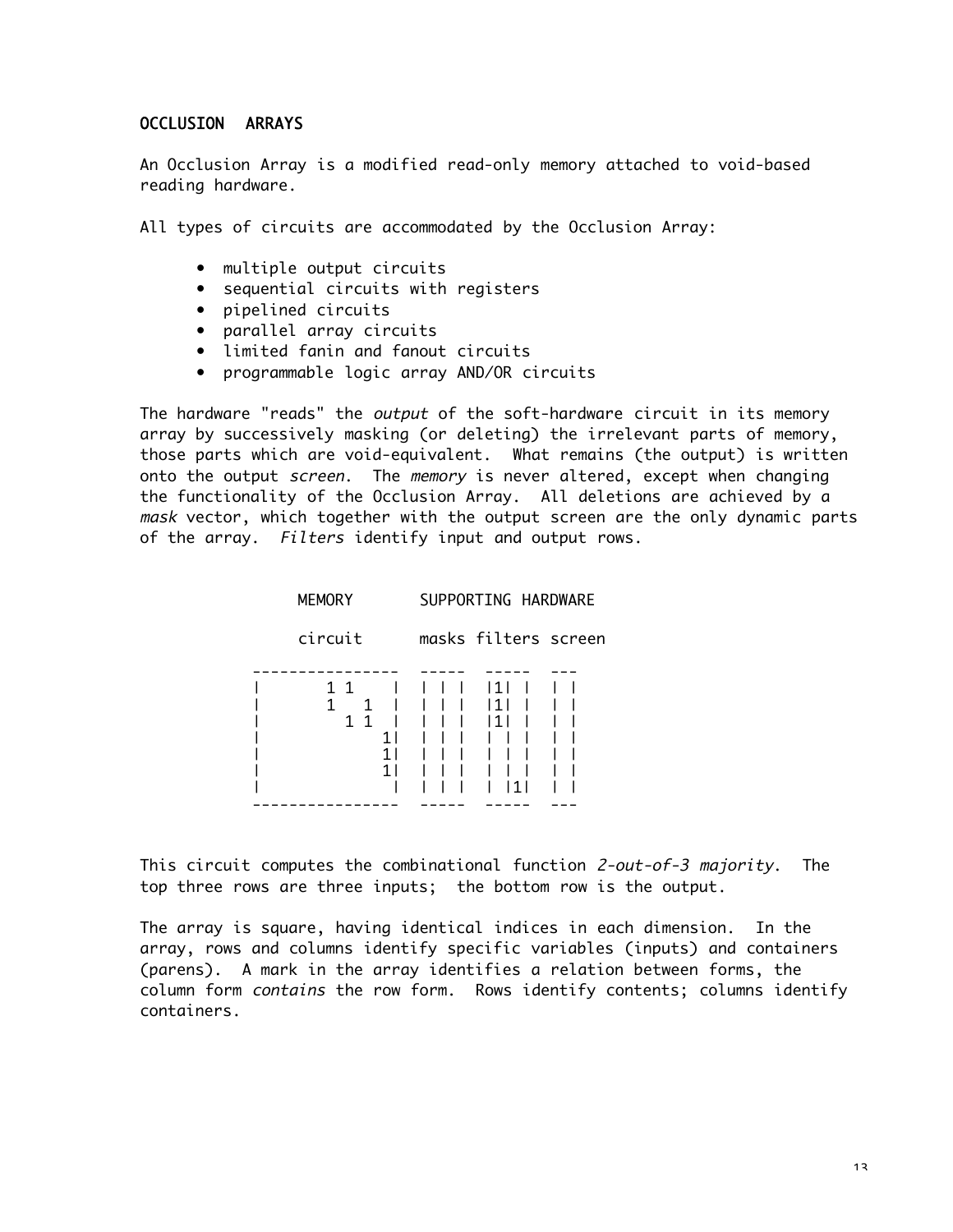## OCCLUSION ARRAYS

An Occlusion Array is a modified read-only memory attached to void-based reading hardware.

All types of circuits are accommodated by the Occlusion Array:

- multiple output circuits
- sequential circuits with registers
- pipelined circuits
- parallel array circuits
- limited fanin and fanout circuits
- programmable logic array AND/OR circuits

The hardware "reads" the *output* of the soft-hardware circuit in its memory array by successively masking (or deleting) the irrelevant parts of memory, those parts which are void-equivalent. What remains (the output) is written onto the output *screen*. The *memory* is never altered, except when changing the functionality of the Occlusion Array. All deletions are achieved by a *mask* vector, which together with the output screen are the only dynamic parts of the array. *Filters* identify input and output rows.

```
     MEMORY       SUPPORTING HARDWARE

     circuit      masks filters screen

 ----------------  -----  -----  ---
|       1 1      | | | |  |1| |  | |
|       1   1    | | | |  |1| |  | |
|         1 1    | | | |  |1| |  | |
|              1| | | |  | | |  | |
|              1| | | |  | | |  | |
|              1| | | |  | | |  | |
|               | | | |  | |1|  | |
 ----------------  -----  -----  ---
```

This circuit computes the combinational function *2-out-of-3 majority*. The top three rows are three inputs; the bottom row is the output.

The array is square, having identical indices in each dimension. In the array, rows and columns identify specific variables (inputs) and containers (parens). A mark in the array identifies a relation between forms, the column form *contains* the row form. Rows identify contents; columns identify containers.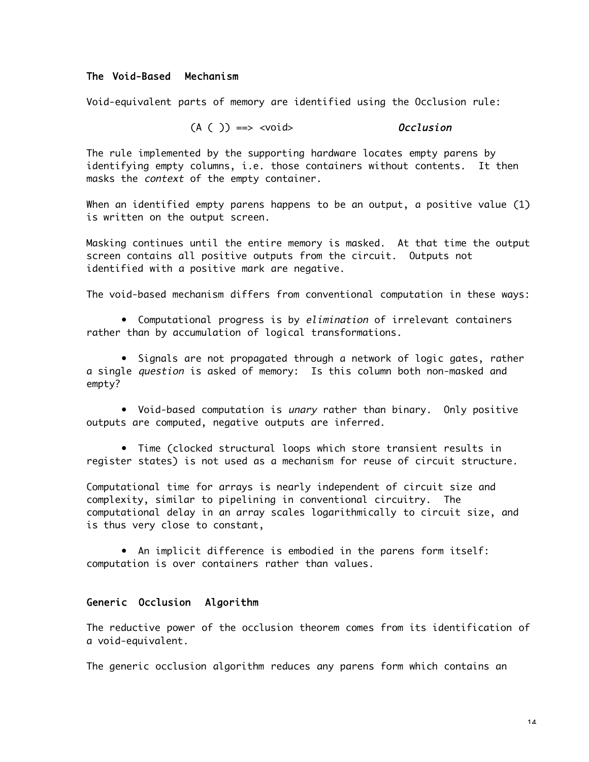## The Void-Based Mechanism

Void-equivalent parts of memory are identified using the Occlusion rule:

```
(A ( )) ==> <void>                    Occlusion
```

The rule implemented by the supporting hardware locates empty parens by identifying empty columns, i.e. those containers without contents. It then masks the *context* of the empty container.

When an identified empty parens happens to be an output, a positive value (1) is written on the output screen.

Masking continues until the entire memory is masked. At that time the output screen contains all positive outputs from the circuit. Outputs not identified with a positive mark are negative.

The void-based mechanism differs from conventional computation in these ways:

- Computational progress is by *elimination* of irrelevant containers rather than by accumulation of logical transformations.

- Signals are not propagated through a network of logic gates, rather a single *question* is asked of memory: Is this column both non-masked and empty?

- Void-based computation is *unary* rather than binary. Only positive outputs are computed, negative outputs are inferred.

- Time (clocked structural loops which store transient results in register states) is not used as a mechanism for reuse of circuit structure.

Computational time for arrays is nearly independent of circuit size and complexity, similar to pipelining in conventional circuitry. The computational delay in an array scales logarithmically to circuit size, and is thus very close to constant,

- An implicit difference is embodied in the parens form itself: computation is over containers rather than values.

## Generic Occlusion Algorithm

The reductive power of the occlusion theorem comes from its identification of a void-equivalent.

The generic occlusion algorithm reduces any parens form which contains an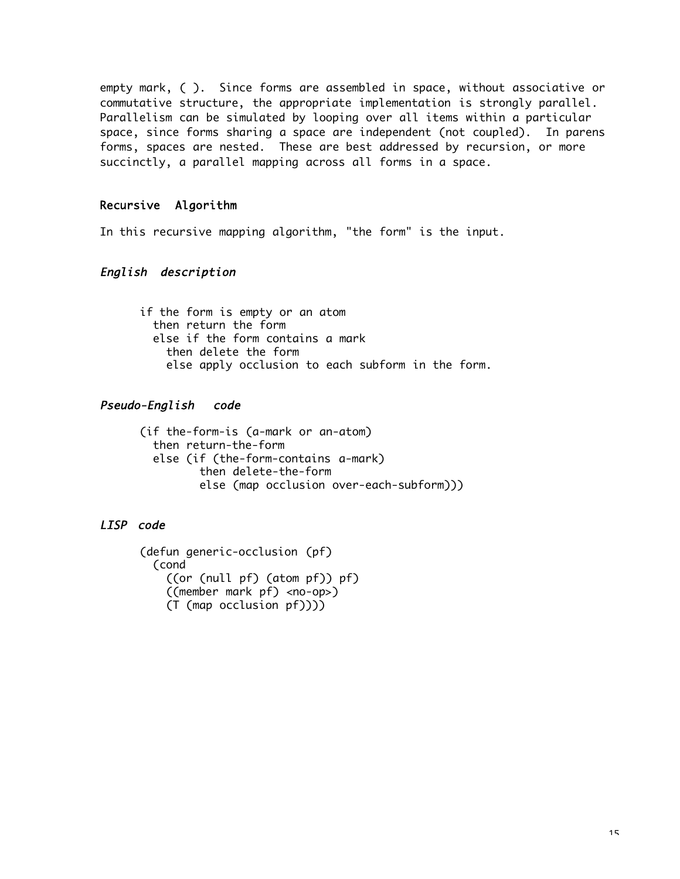empty mark, ( ). Since forms are assembled in space, without associative or commutative structure, the appropriate implementation is strongly parallel. Parallelism can be simulated by looping over all items within a particular space, since forms sharing a space are independent (not coupled). In parens forms, spaces are nested. These are best addressed by recursion, or more succinctly, a parallel mapping across all forms in a space.

## Recursive Algorithm

In this recursive mapping algorithm, "the form" is the input.

### *English description*

```
if the form is empty or an atom
  then return the form
  else if the form contains a mark
    then delete the form
    else apply occlusion to each subform in the form.
```

### *Pseudo-English code*

```
(if the-form-is (a-mark or an-atom)
  then return-the-form
  else (if (the-form-contains a-mark)
         then delete-the-form
         else (map occlusion over-each-subform)))
```

### *LISP code*

```
(defun generic-occlusion (pf)
  (cond
    ((or (null pf) (atom pf)) pf)
    ((member mark pf) <no-op>)
    (T (map occlusion pf))))
```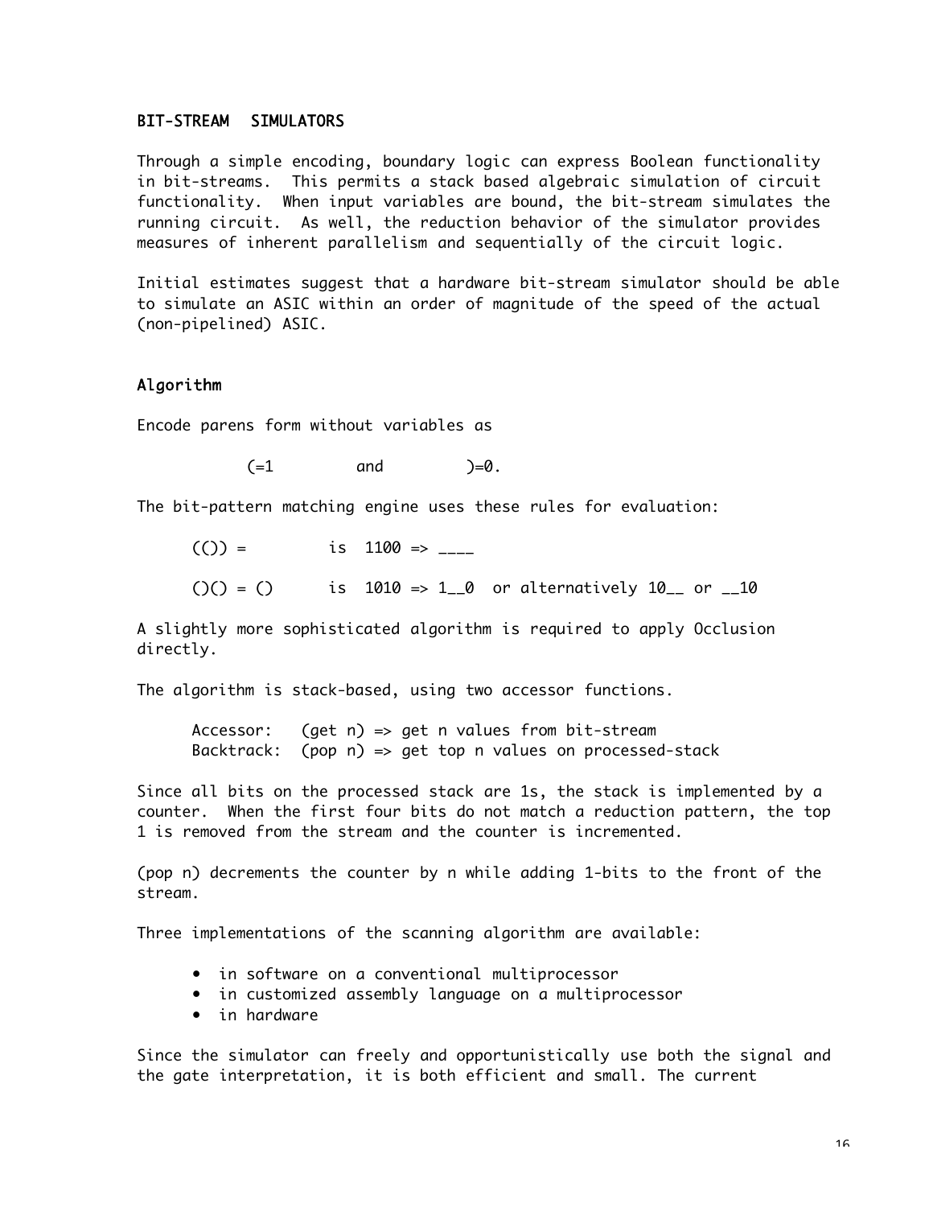## BIT-STREAM SIMULATORS

Through a simple encoding, boundary logic can express Boolean functionality in bit-streams. This permits a stack based algebraic simulation of circuit functionality. When input variables are bound, the bit-stream simulates the running circuit. As well, the reduction behavior of the simulator provides measures of inherent parallelism and sequentially of the circuit logic.

Initial estimates suggest that a hardware bit-stream simulator should be able to simulate an ASIC within an order of magnitude of the speed of the actual (non-pipelined) ASIC.

### Algorithm

Encode parens form without variables as

```
(=1        and        )=0.
```

The bit-pattern matching engine uses these rules for evaluation:

```
(()) =        is  1100 => ____

()() = ()     is  1010 => 1__0  or alternatively 10__ or __10
```

A slightly more sophisticated algorithm is required to apply Occlusion directly.

The algorithm is stack-based, using two accessor functions.

```
Accessor:   (get n) => get n values from bit-stream
Backtrack:  (pop n) => get top n values on processed-stack
```

Since all bits on the processed stack are 1s, the stack is implemented by a counter. When the first four bits do not match a reduction pattern, the top 1 is removed from the stream and the counter is incremented.

(pop n) decrements the counter by n while adding 1-bits to the front of the stream.

Three implementations of the scanning algorithm are available:

- in software on a conventional multiprocessor
- in customized assembly language on a multiprocessor
- in hardware

Since the simulator can freely and opportunistically use both the signal and the gate interpretation, it is both efficient and small. The current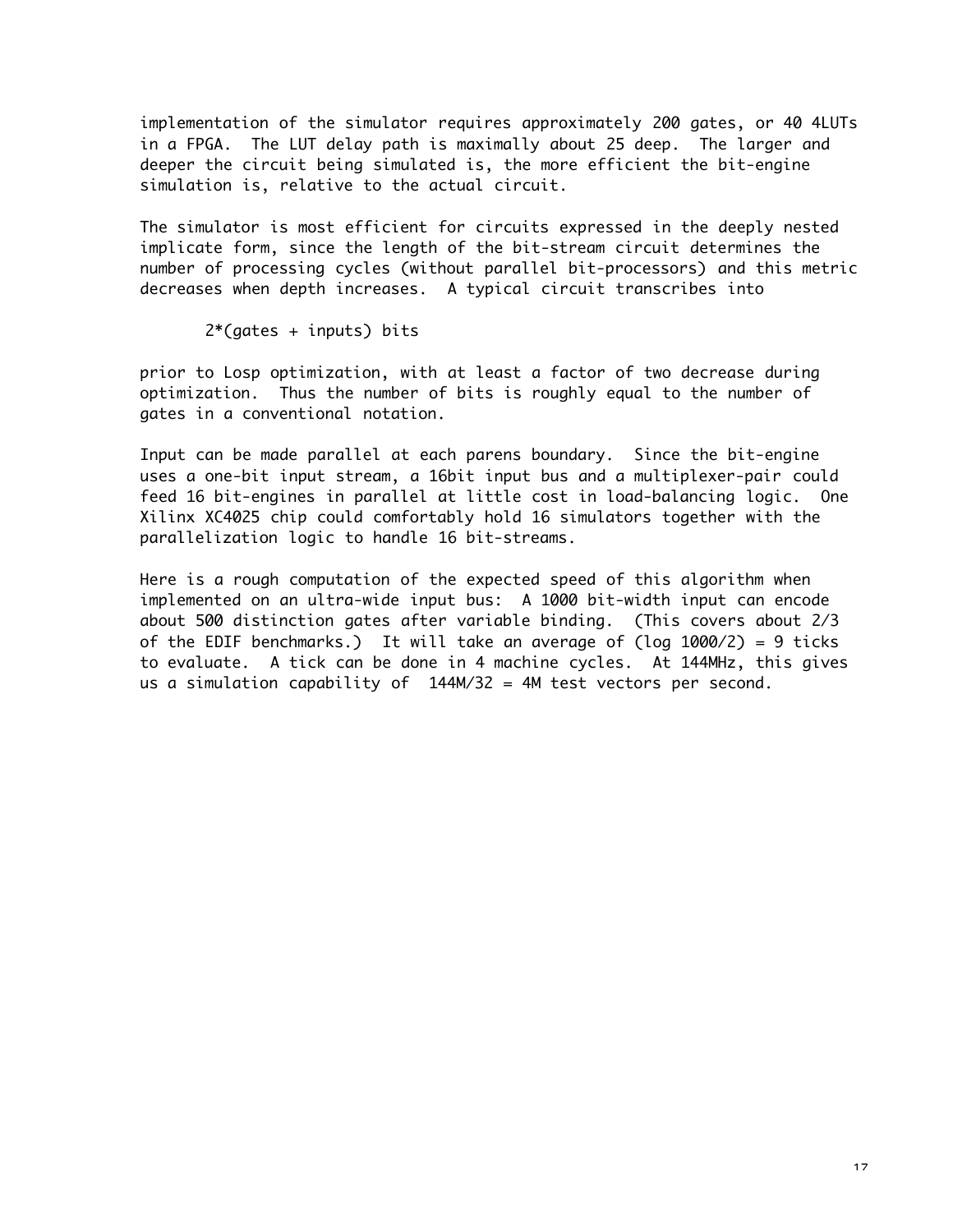implementation of the simulator requires approximately 200 gates, or 40 4LUTs in a FPGA. The LUT delay path is maximally about 25 deep. The larger and deeper the circuit being simulated is, the more efficient the bit-engine simulation is, relative to the actual circuit.

The simulator is most efficient for circuits expressed in the deeply nested implicate form, since the length of the bit-stream circuit determines the number of processing cycles (without parallel bit-processors) and this metric decreases when depth increases. A typical circuit transcribes into

2*(gates + inputs) bits

prior to Losp optimization, with at least a factor of two decrease during optimization. Thus the number of bits is roughly equal to the number of gates in a conventional notation.

Input can be made parallel at each parens boundary. Since the bit-engine uses a one-bit input stream, a 16bit input bus and a multiplexer-pair could feed 16 bit-engines in parallel at little cost in load-balancing logic. One Xilinx XC4025 chip could comfortably hold 16 simulators together with the parallelization logic to handle 16 bit-streams.

Here is a rough computation of the expected speed of this algorithm when implemented on an ultra-wide input bus: A 1000 bit-width input can encode about 500 distinction gates after variable binding. (This covers about 2/3 of the EDIF benchmarks.) It will take an average of (log 1000/2) = 9 ticks to evaluate. A tick can be done in 4 machine cycles. At 144MHz, this gives us a simulation capability of 144M/32 = 4M test vectors per second.